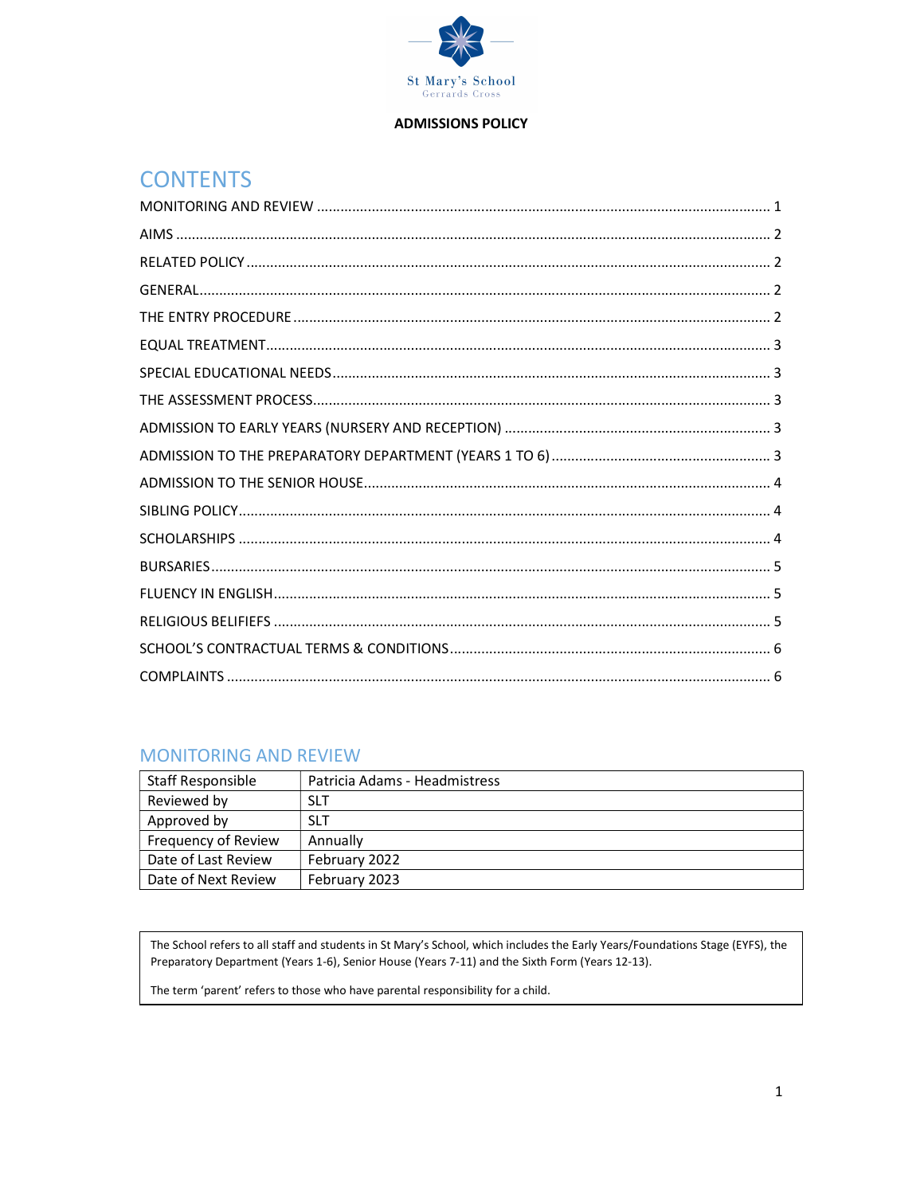St Mary's School
Gerrards Cross

**ADMISSIONS POLICY**

# CONTENTS

MONITORING AND REVIEW ........ 1
AIMS ........ 2
RELATED POLICY ........ 2
GENERAL ........ 2
THE ENTRY PROCEDURE ........ 2
EQUAL TREATMENT ........ 3
SPECIAL EDUCATIONAL NEEDS ........ 3
THE ASSESSMENT PROCESS ........ 3
ADMISSION TO EARLY YEARS (NURSERY AND RECEPTION) ........ 3
ADMISSION TO THE PREPARATORY DEPARTMENT (YEARS 1 TO 6) ........ 3
ADMISSION TO THE SENIOR HOUSE ........ 4
SIBLING POLICY ........ 4
SCHOLARSHIPS ........ 4
BURSARIES ........ 5
FLUENCY IN ENGLISH ........ 5
RELIGIOUS BELIFIEFS ........ 5
SCHOOL'S CONTRACTUAL TERMS & CONDITIONS ........ 6
COMPLAINTS ........ 6

## MONITORING AND REVIEW

| | |
|---|---|
| Staff Responsible | Patricia Adams - Headmistress |
| Reviewed by | SLT |
| Approved by | SLT |
| Frequency of Review | Annually |
| Date of Last Review | February 2022 |
| Date of Next Review | February 2023 |

The School refers to all staff and students in St Mary's School, which includes the Early Years/Foundations Stage (EYFS), the Preparatory Department (Years 1-6), Senior House (Years 7-11) and the Sixth Form (Years 12-13).

The term 'parent' refers to those who have parental responsibility for a child.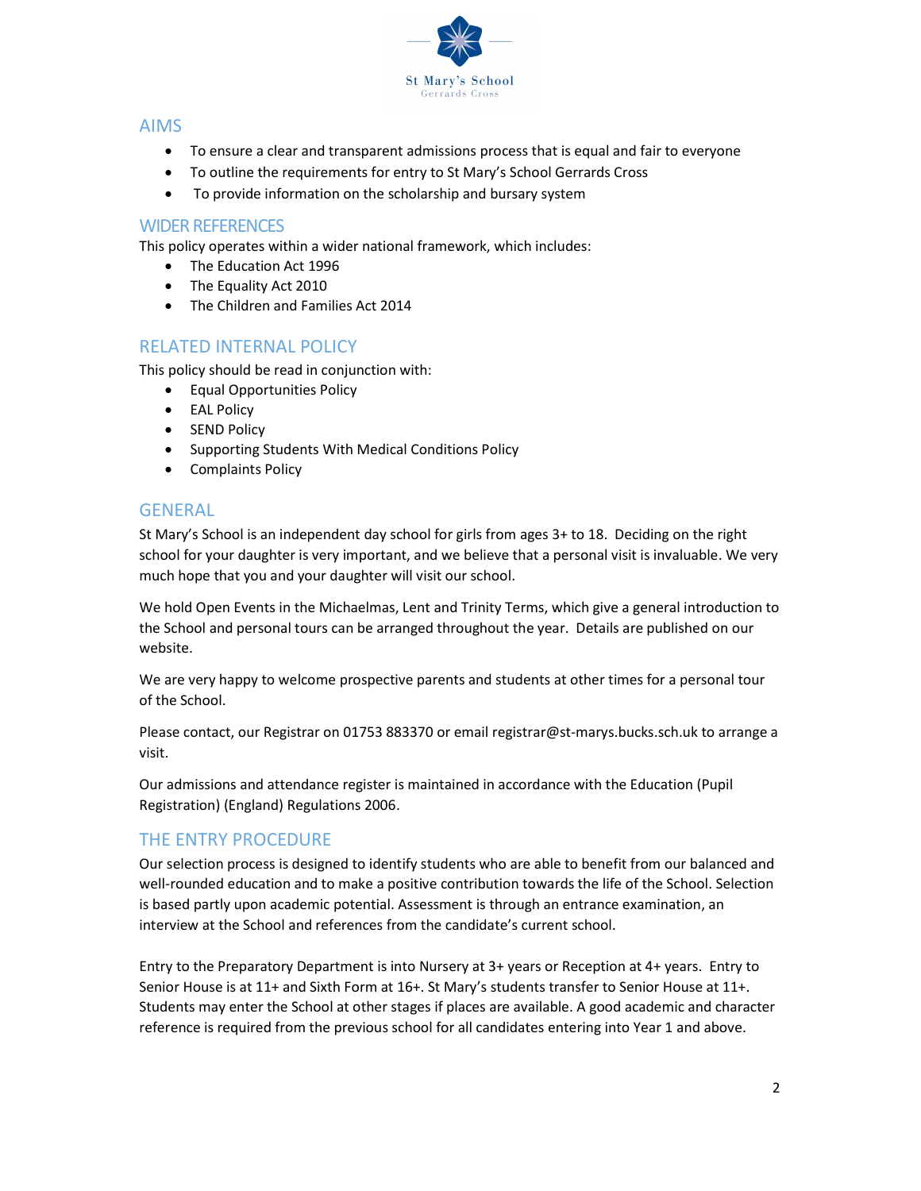## AIMS

- To ensure a clear and transparent admissions process that is equal and fair to everyone
- To outline the requirements for entry to St Mary's School Gerrards Cross
- To provide information on the scholarship and bursary system

## WIDER REFERENCES

This policy operates within a wider national framework, which includes:

- The Education Act 1996
- The Equality Act 2010
- The Children and Families Act 2014

## RELATED INTERNAL POLICY

This policy should be read in conjunction with:

- Equal Opportunities Policy
- EAL Policy
- SEND Policy
- Supporting Students With Medical Conditions Policy
- Complaints Policy

## GENERAL

St Mary's School is an independent day school for girls from ages 3+ to 18. Deciding on the right school for your daughter is very important, and we believe that a personal visit is invaluable. We very much hope that you and your daughter will visit our school.

We hold Open Events in the Michaelmas, Lent and Trinity Terms, which give a general introduction to the School and personal tours can be arranged throughout the year. Details are published on our website.

We are very happy to welcome prospective parents and students at other times for a personal tour of the School.

Please contact, our Registrar on 01753 883370 or email registrar@st-marys.bucks.sch.uk to arrange a visit.

Our admissions and attendance register is maintained in accordance with the Education (Pupil Registration) (England) Regulations 2006.

## THE ENTRY PROCEDURE

Our selection process is designed to identify students who are able to benefit from our balanced and well-rounded education and to make a positive contribution towards the life of the School. Selection is based partly upon academic potential. Assessment is through an entrance examination, an interview at the School and references from the candidate's current school.

Entry to the Preparatory Department is into Nursery at 3+ years or Reception at 4+ years. Entry to Senior House is at 11+ and Sixth Form at 16+. St Mary's students transfer to Senior House at 11+. Students may enter the School at other stages if places are available. A good academic and character reference is required from the previous school for all candidates entering into Year 1 and above.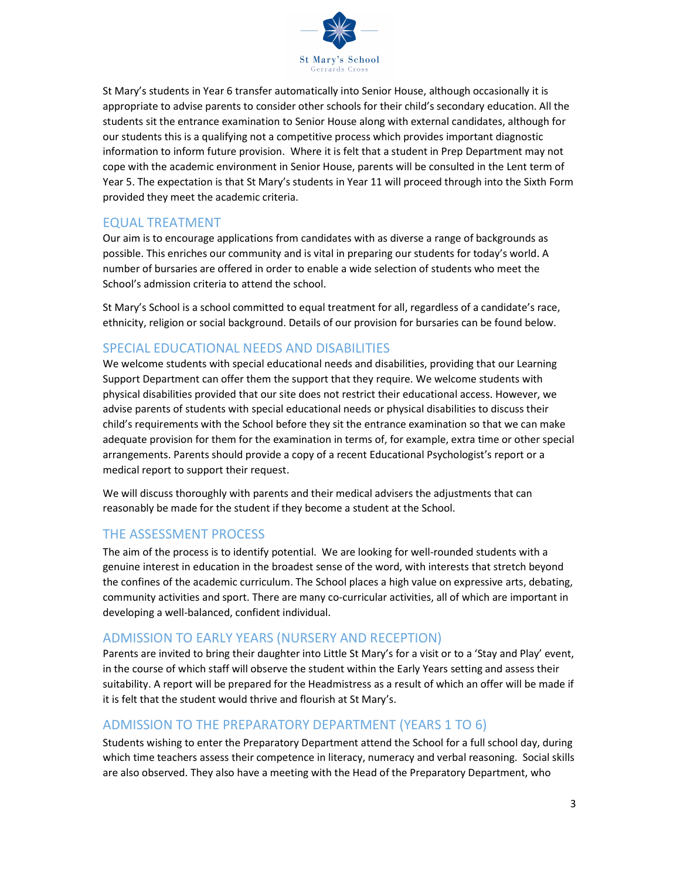St Mary's students in Year 6 transfer automatically into Senior House, although occasionally it is appropriate to advise parents to consider other schools for their child's secondary education. All the students sit the entrance examination to Senior House along with external candidates, although for our students this is a qualifying not a competitive process which provides important diagnostic information to inform future provision. Where it is felt that a student in Prep Department may not cope with the academic environment in Senior House, parents will be consulted in the Lent term of Year 5. The expectation is that St Mary's students in Year 11 will proceed through into the Sixth Form provided they meet the academic criteria.

## EQUAL TREATMENT

Our aim is to encourage applications from candidates with as diverse a range of backgrounds as possible. This enriches our community and is vital in preparing our students for today's world. A number of bursaries are offered in order to enable a wide selection of students who meet the School's admission criteria to attend the school.

St Mary's School is a school committed to equal treatment for all, regardless of a candidate's race, ethnicity, religion or social background. Details of our provision for bursaries can be found below.

## SPECIAL EDUCATIONAL NEEDS AND DISABILITIES

We welcome students with special educational needs and disabilities, providing that our Learning Support Department can offer them the support that they require. We welcome students with physical disabilities provided that our site does not restrict their educational access. However, we advise parents of students with special educational needs or physical disabilities to discuss their child's requirements with the School before they sit the entrance examination so that we can make adequate provision for them for the examination in terms of, for example, extra time or other special arrangements. Parents should provide a copy of a recent Educational Psychologist's report or a medical report to support their request.

We will discuss thoroughly with parents and their medical advisers the adjustments that can reasonably be made for the student if they become a student at the School.

## THE ASSESSMENT PROCESS

The aim of the process is to identify potential. We are looking for well-rounded students with a genuine interest in education in the broadest sense of the word, with interests that stretch beyond the confines of the academic curriculum. The School places a high value on expressive arts, debating, community activities and sport. There are many co-curricular activities, all of which are important in developing a well-balanced, confident individual.

## ADMISSION TO EARLY YEARS (NURSERY AND RECEPTION)

Parents are invited to bring their daughter into Little St Mary's for a visit or to a 'Stay and Play' event, in the course of which staff will observe the student within the Early Years setting and assess their suitability. A report will be prepared for the Headmistress as a result of which an offer will be made if it is felt that the student would thrive and flourish at St Mary's.

## ADMISSION TO THE PREPARATORY DEPARTMENT (YEARS 1 TO 6)

Students wishing to enter the Preparatory Department attend the School for a full school day, during which time teachers assess their competence in literacy, numeracy and verbal reasoning. Social skills are also observed. They also have a meeting with the Head of the Preparatory Department, who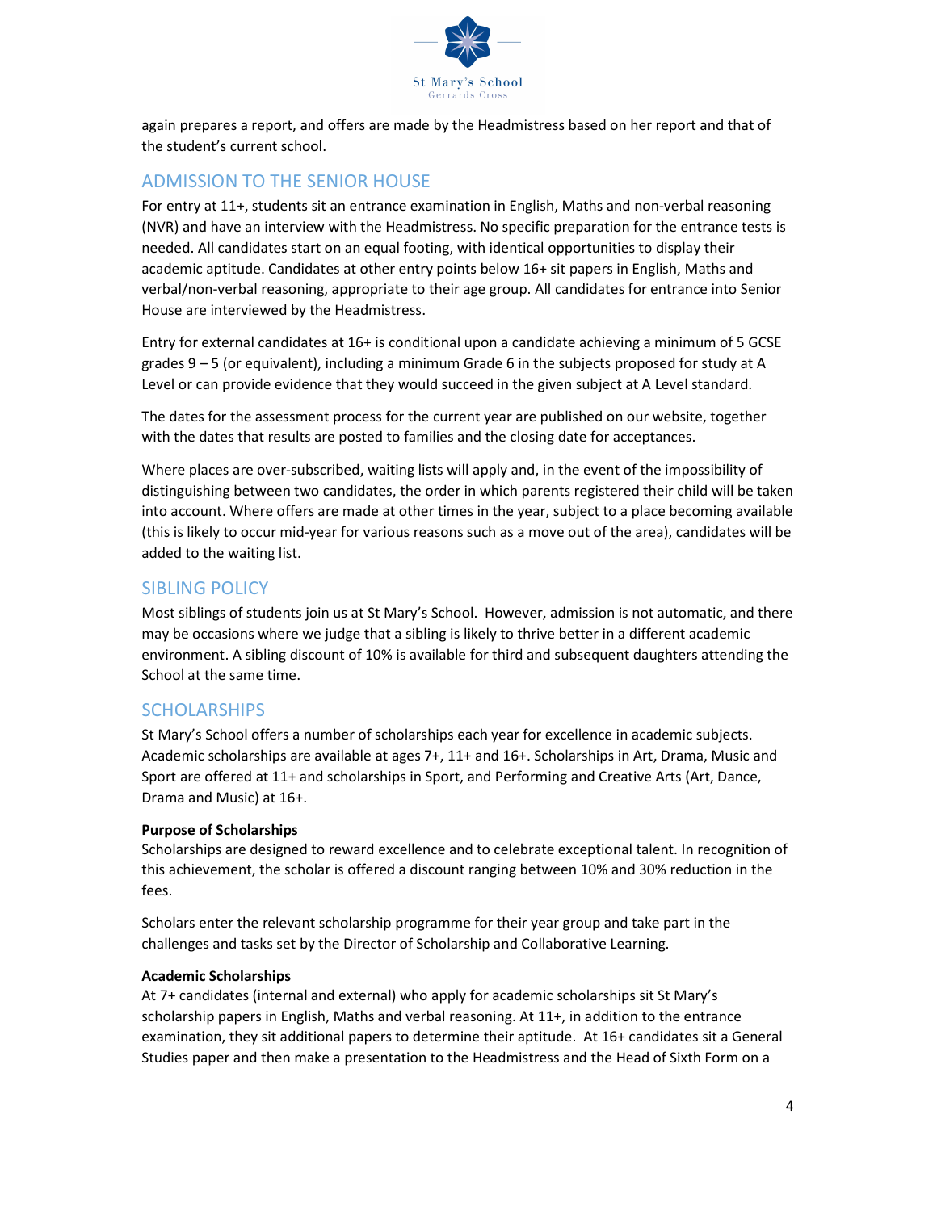again prepares a report, and offers are made by the Headmistress based on her report and that of the student's current school.

## ADMISSION TO THE SENIOR HOUSE

For entry at 11+, students sit an entrance examination in English, Maths and non-verbal reasoning (NVR) and have an interview with the Headmistress. No specific preparation for the entrance tests is needed. All candidates start on an equal footing, with identical opportunities to display their academic aptitude. Candidates at other entry points below 16+ sit papers in English, Maths and verbal/non-verbal reasoning, appropriate to their age group. All candidates for entrance into Senior House are interviewed by the Headmistress.

Entry for external candidates at 16+ is conditional upon a candidate achieving a minimum of 5 GCSE grades 9 – 5 (or equivalent), including a minimum Grade 6 in the subjects proposed for study at A Level or can provide evidence that they would succeed in the given subject at A Level standard.

The dates for the assessment process for the current year are published on our website, together with the dates that results are posted to families and the closing date for acceptances.

Where places are over-subscribed, waiting lists will apply and, in the event of the impossibility of distinguishing between two candidates, the order in which parents registered their child will be taken into account. Where offers are made at other times in the year, subject to a place becoming available (this is likely to occur mid-year for various reasons such as a move out of the area), candidates will be added to the waiting list.

## SIBLING POLICY

Most siblings of students join us at St Mary's School. However, admission is not automatic, and there may be occasions where we judge that a sibling is likely to thrive better in a different academic environment. A sibling discount of 10% is available for third and subsequent daughters attending the School at the same time.

## SCHOLARSHIPS

St Mary's School offers a number of scholarships each year for excellence in academic subjects. Academic scholarships are available at ages 7+, 11+ and 16+. Scholarships in Art, Drama, Music and Sport are offered at 11+ and scholarships in Sport, and Performing and Creative Arts (Art, Dance, Drama and Music) at 16+.

**Purpose of Scholarships**

Scholarships are designed to reward excellence and to celebrate exceptional talent. In recognition of this achievement, the scholar is offered a discount ranging between 10% and 30% reduction in the fees.

Scholars enter the relevant scholarship programme for their year group and take part in the challenges and tasks set by the Director of Scholarship and Collaborative Learning.

**Academic Scholarships**

At 7+ candidates (internal and external) who apply for academic scholarships sit St Mary's scholarship papers in English, Maths and verbal reasoning. At 11+, in addition to the entrance examination, they sit additional papers to determine their aptitude. At 16+ candidates sit a General Studies paper and then make a presentation to the Headmistress and the Head of Sixth Form on a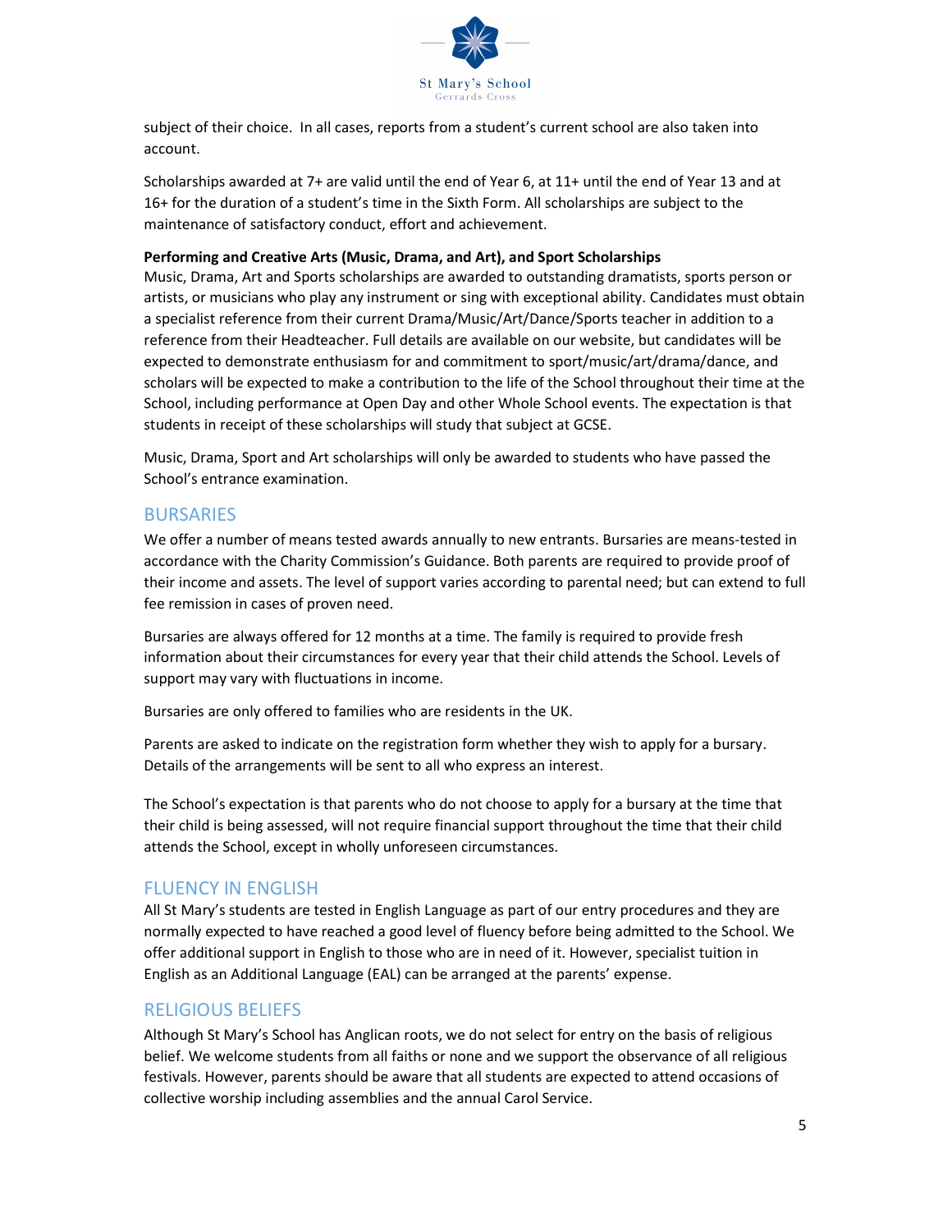subject of their choice. In all cases, reports from a student's current school are also taken into account.

Scholarships awarded at 7+ are valid until the end of Year 6, at 11+ until the end of Year 13 and at 16+ for the duration of a student's time in the Sixth Form. All scholarships are subject to the maintenance of satisfactory conduct, effort and achievement.

**Performing and Creative Arts (Music, Drama, and Art), and Sport Scholarships**
Music, Drama, Art and Sports scholarships are awarded to outstanding dramatists, sports person or artists, or musicians who play any instrument or sing with exceptional ability. Candidates must obtain a specialist reference from their current Drama/Music/Art/Dance/Sports teacher in addition to a reference from their Headteacher. Full details are available on our website, but candidates will be expected to demonstrate enthusiasm for and commitment to sport/music/art/drama/dance, and scholars will be expected to make a contribution to the life of the School throughout their time at the School, including performance at Open Day and other Whole School events. The expectation is that students in receipt of these scholarships will study that subject at GCSE.

Music, Drama, Sport and Art scholarships will only be awarded to students who have passed the School's entrance examination.

## BURSARIES

We offer a number of means tested awards annually to new entrants. Bursaries are means-tested in accordance with the Charity Commission's Guidance. Both parents are required to provide proof of their income and assets. The level of support varies according to parental need; but can extend to full fee remission in cases of proven need.

Bursaries are always offered for 12 months at a time. The family is required to provide fresh information about their circumstances for every year that their child attends the School. Levels of support may vary with fluctuations in income.

Bursaries are only offered to families who are residents in the UK.

Parents are asked to indicate on the registration form whether they wish to apply for a bursary. Details of the arrangements will be sent to all who express an interest.

The School's expectation is that parents who do not choose to apply for a bursary at the time that their child is being assessed, will not require financial support throughout the time that their child attends the School, except in wholly unforeseen circumstances.

## FLUENCY IN ENGLISH

All St Mary's students are tested in English Language as part of our entry procedures and they are normally expected to have reached a good level of fluency before being admitted to the School. We offer additional support in English to those who are in need of it. However, specialist tuition in English as an Additional Language (EAL) can be arranged at the parents' expense.

## RELIGIOUS BELIEFS

Although St Mary's School has Anglican roots, we do not select for entry on the basis of religious belief. We welcome students from all faiths or none and we support the observance of all religious festivals. However, parents should be aware that all students are expected to attend occasions of collective worship including assemblies and the annual Carol Service.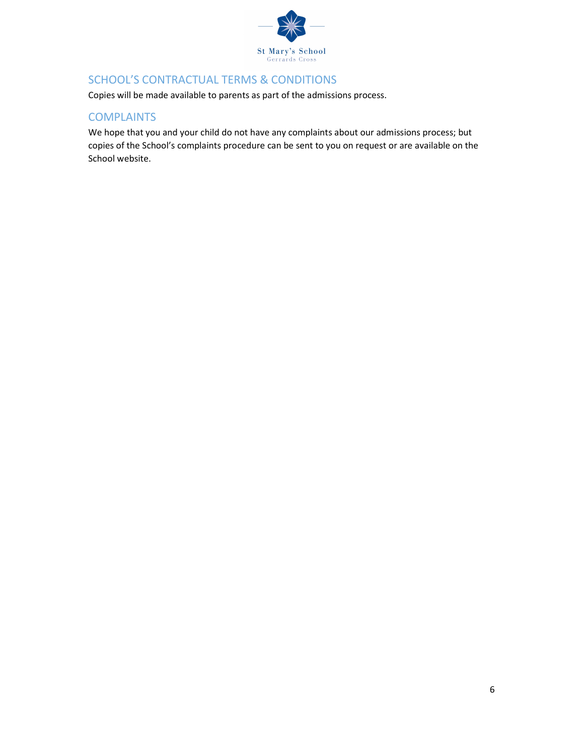## SCHOOL'S CONTRACTUAL TERMS & CONDITIONS

Copies will be made available to parents as part of the admissions process.

## COMPLAINTS

We hope that you and your child do not have any complaints about our admissions process; but copies of the School's complaints procedure can be sent to you on request or are available on the School website.